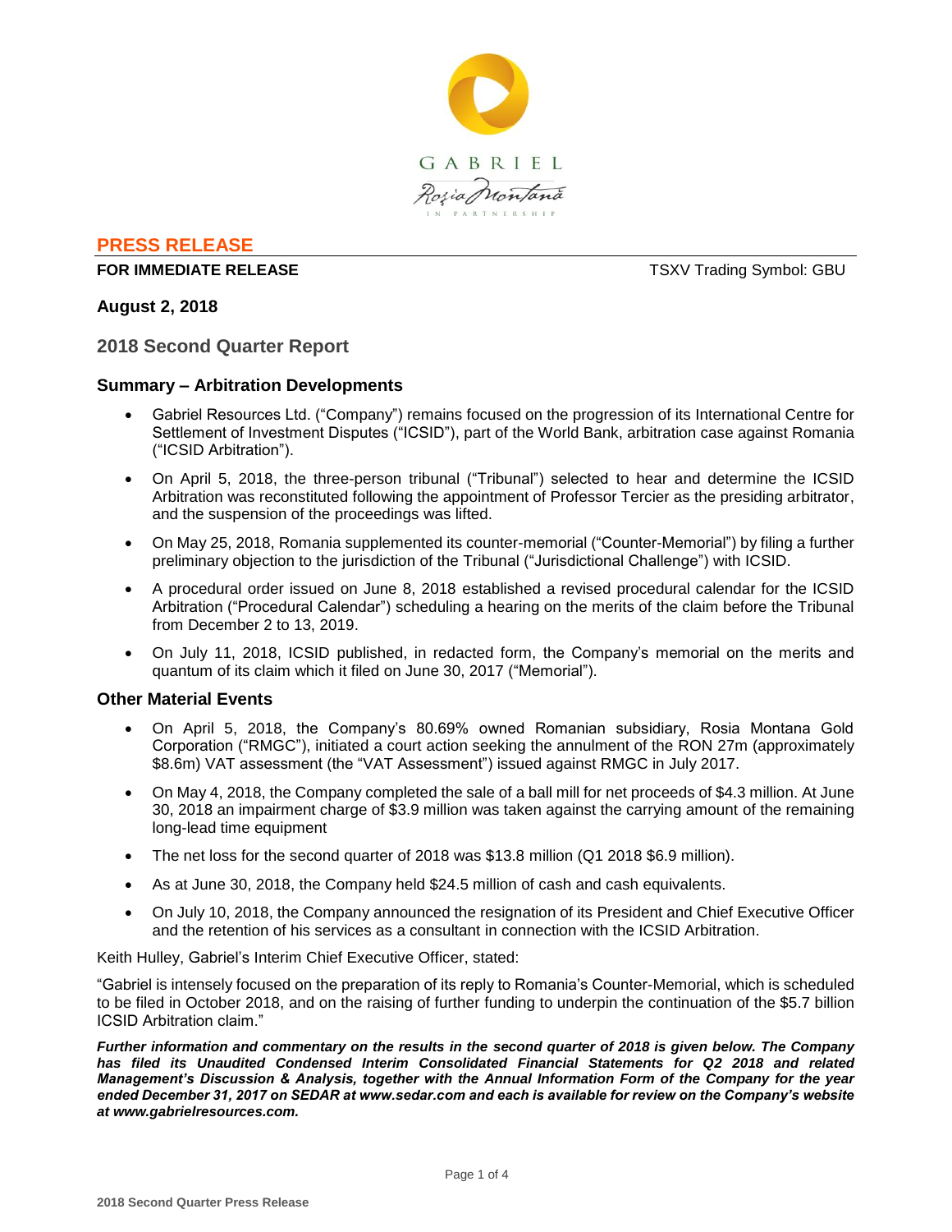GABRIEL

Roșia Montană

IN PARTNERSHIP

**PRESS RELEASE**

**FOR IMMEDIATE RELEASE** TSXV Trading Symbol: GBU

**August 2, 2018**

## 2018 Second Quarter Report

### Summary – Arbitration Developments

- Gabriel Resources Ltd. ("Company") remains focused on the progression of its International Centre for Settlement of Investment Disputes ("ICSID"), part of the World Bank, arbitration case against Romania ("ICSID Arbitration").
- On April 5, 2018, the three-person tribunal ("Tribunal") selected to hear and determine the ICSID Arbitration was reconstituted following the appointment of Professor Tercier as the presiding arbitrator, and the suspension of the proceedings was lifted.
- On May 25, 2018, Romania supplemented its counter-memorial ("Counter-Memorial") by filing a further preliminary objection to the jurisdiction of the Tribunal ("Jurisdictional Challenge") with ICSID.
- A procedural order issued on June 8, 2018 established a revised procedural calendar for the ICSID Arbitration ("Procedural Calendar") scheduling a hearing on the merits of the claim before the Tribunal from December 2 to 13, 2019.
- On July 11, 2018, ICSID published, in redacted form, the Company's memorial on the merits and quantum of its claim which it filed on June 30, 2017 ("Memorial").

### Other Material Events

- On April 5, 2018, the Company's 80.69% owned Romanian subsidiary, Rosia Montana Gold Corporation ("RMGC"), initiated a court action seeking the annulment of the RON 27m (approximately $8.6m) VAT assessment (the "VAT Assessment") issued against RMGC in July 2017.
- On May 4, 2018, the Company completed the sale of a ball mill for net proceeds of $4.3 million. At June 30, 2018 an impairment charge of $3.9 million was taken against the carrying amount of the remaining long-lead time equipment
- The net loss for the second quarter of 2018 was $13.8 million (Q1 2018 $6.9 million).
- As at June 30, 2018, the Company held $24.5 million of cash and cash equivalents.
- On July 10, 2018, the Company announced the resignation of its President and Chief Executive Officer and the retention of his services as a consultant in connection with the ICSID Arbitration.

Keith Hulley, Gabriel's Interim Chief Executive Officer, stated:

"Gabriel is intensely focused on the preparation of its reply to Romania's Counter-Memorial, which is scheduled to be filed in October 2018, and on the raising of further funding to underpin the continuation of the $5.7 billion ICSID Arbitration claim."

***Further information and commentary on the results in the second quarter of 2018 is given below. The Company has filed its Unaudited Condensed Interim Consolidated Financial Statements for Q2 2018 and related Management's Discussion & Analysis, together with the Annual Information Form of the Company for the year ended December 31, 2017 on SEDAR at www.sedar.com and each is available for review on the Company's website at www.gabrielresources.com.***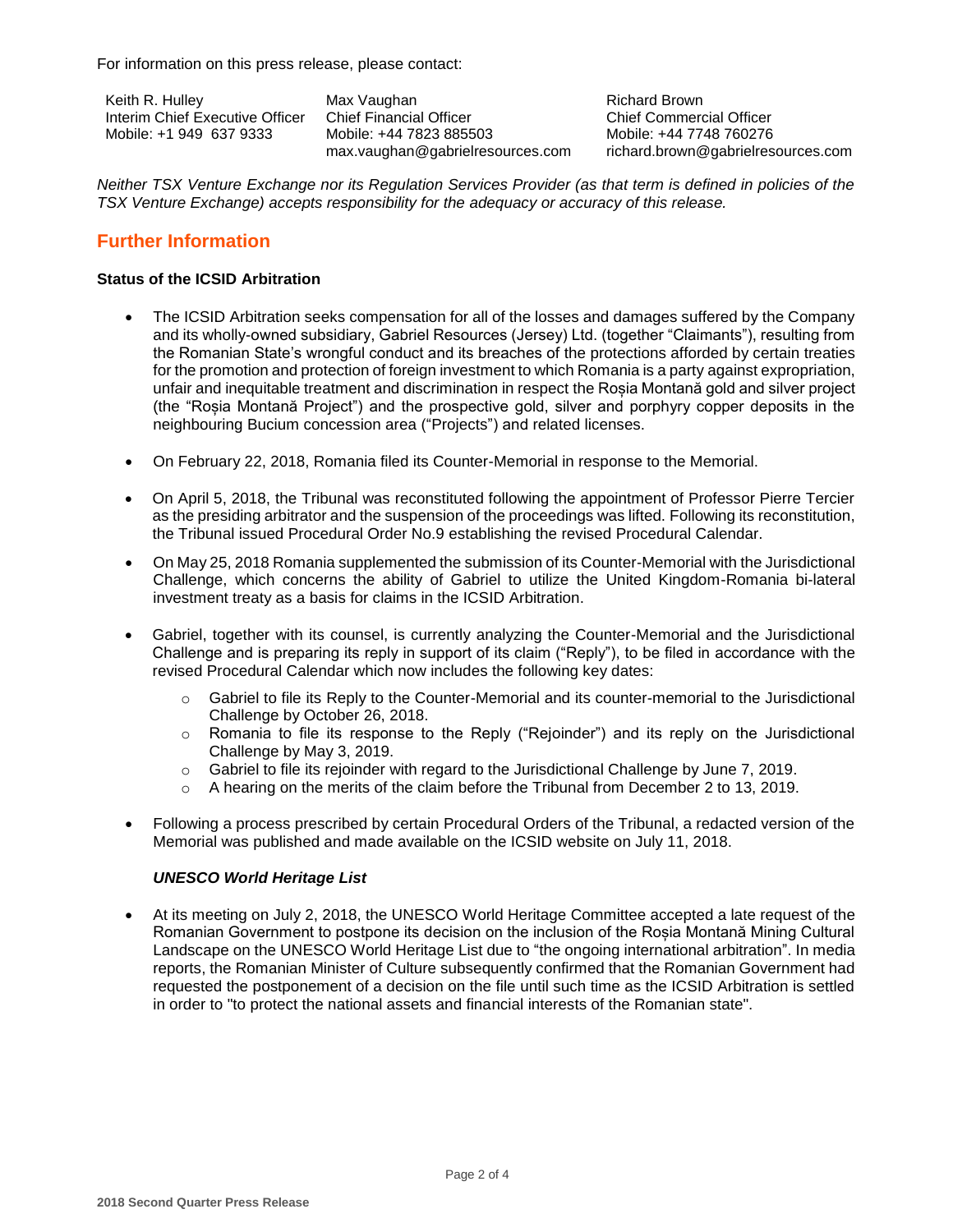For information on this press release, please contact:

| Keith R. Hulley | Max Vaughan | Richard Brown |
| --- | --- | --- |
| Interim Chief Executive Officer | Chief Financial Officer | Chief Commercial Officer |
| Mobile: +1 949 637 9333 | Mobile: +44 7823 885503 | Mobile: +44 7748 760276 |
| | max.vaughan@gabrielresources.com | richard.brown@gabrielresources.com |

*Neither TSX Venture Exchange nor its Regulation Services Provider (as that term is defined in policies of the TSX Venture Exchange) accepts responsibility for the adequacy or accuracy of this release.*

## Further Information

**Status of the ICSID Arbitration**

- The ICSID Arbitration seeks compensation for all of the losses and damages suffered by the Company and its wholly-owned subsidiary, Gabriel Resources (Jersey) Ltd. (together "Claimants"), resulting from the Romanian State's wrongful conduct and its breaches of the protections afforded by certain treaties for the promotion and protection of foreign investment to which Romania is a party against expropriation, unfair and inequitable treatment and discrimination in respect the Roșia Montană gold and silver project (the "Roșia Montană Project") and the prospective gold, silver and porphyry copper deposits in the neighbouring Bucium concession area ("Projects") and related licenses.
- On February 22, 2018, Romania filed its Counter-Memorial in response to the Memorial.
- On April 5, 2018, the Tribunal was reconstituted following the appointment of Professor Pierre Tercier as the presiding arbitrator and the suspension of the proceedings was lifted. Following its reconstitution, the Tribunal issued Procedural Order No.9 establishing the revised Procedural Calendar.
- On May 25, 2018 Romania supplemented the submission of its Counter-Memorial with the Jurisdictional Challenge, which concerns the ability of Gabriel to utilize the United Kingdom-Romania bi-lateral investment treaty as a basis for claims in the ICSID Arbitration.
- Gabriel, together with its counsel, is currently analyzing the Counter-Memorial and the Jurisdictional Challenge and is preparing its reply in support of its claim ("Reply"), to be filed in accordance with the revised Procedural Calendar which now includes the following key dates:
  - Gabriel to file its Reply to the Counter-Memorial and its counter-memorial to the Jurisdictional Challenge by October 26, 2018.
  - Romania to file its response to the Reply ("Rejoinder") and its reply on the Jurisdictional Challenge by May 3, 2019.
  - Gabriel to file its rejoinder with regard to the Jurisdictional Challenge by June 7, 2019.
  - A hearing on the merits of the claim before the Tribunal from December 2 to 13, 2019.
- Following a process prescribed by certain Procedural Orders of the Tribunal, a redacted version of the Memorial was published and made available on the ICSID website on July 11, 2018.

***UNESCO World Heritage List***

- At its meeting on July 2, 2018, the UNESCO World Heritage Committee accepted a late request of the Romanian Government to postpone its decision on the inclusion of the Roșia Montană Mining Cultural Landscape on the UNESCO World Heritage List due to "the ongoing international arbitration". In media reports, the Romanian Minister of Culture subsequently confirmed that the Romanian Government had requested the postponement of a decision on the file until such time as the ICSID Arbitration is settled in order to "to protect the national assets and financial interests of the Romanian state".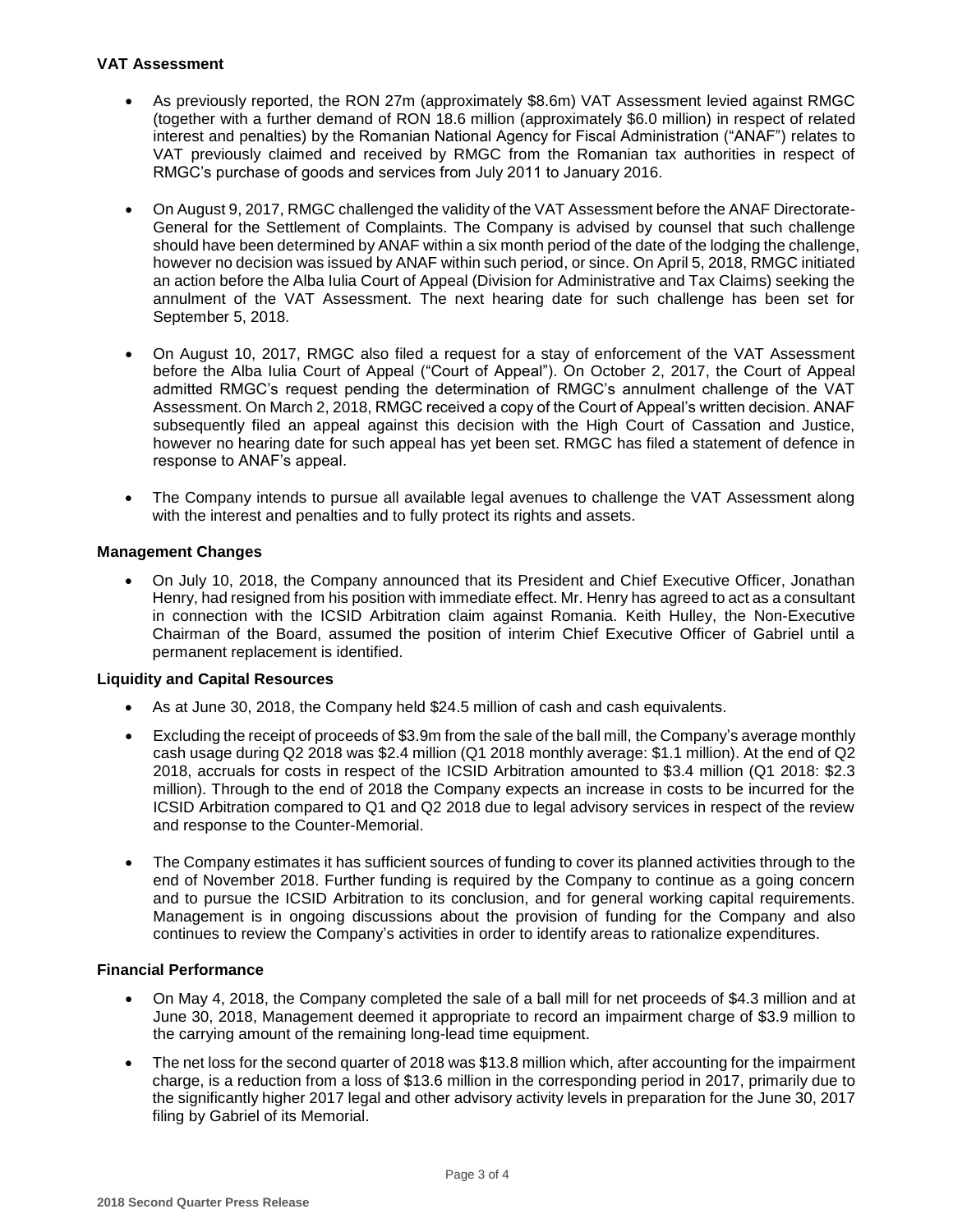**VAT Assessment**

- As previously reported, the RON 27m (approximately $8.6m) VAT Assessment levied against RMGC (together with a further demand of RON 18.6 million (approximately $6.0 million) in respect of related interest and penalties) by the Romanian National Agency for Fiscal Administration ("ANAF") relates to VAT previously claimed and received by RMGC from the Romanian tax authorities in respect of RMGC's purchase of goods and services from July 2011 to January 2016.
- On August 9, 2017, RMGC challenged the validity of the VAT Assessment before the ANAF Directorate-General for the Settlement of Complaints. The Company is advised by counsel that such challenge should have been determined by ANAF within a six month period of the date of the lodging the challenge, however no decision was issued by ANAF within such period, or since. On April 5, 2018, RMGC initiated an action before the Alba Iulia Court of Appeal (Division for Administrative and Tax Claims) seeking the annulment of the VAT Assessment. The next hearing date for such challenge has been set for September 5, 2018.
- On August 10, 2017, RMGC also filed a request for a stay of enforcement of the VAT Assessment before the Alba Iulia Court of Appeal ("Court of Appeal"). On October 2, 2017, the Court of Appeal admitted RMGC's request pending the determination of RMGC's annulment challenge of the VAT Assessment. On March 2, 2018, RMGC received a copy of the Court of Appeal's written decision. ANAF subsequently filed an appeal against this decision with the High Court of Cassation and Justice, however no hearing date for such appeal has yet been set. RMGC has filed a statement of defence in response to ANAF's appeal.
- The Company intends to pursue all available legal avenues to challenge the VAT Assessment along with the interest and penalties and to fully protect its rights and assets.

**Management Changes**

- On July 10, 2018, the Company announced that its President and Chief Executive Officer, Jonathan Henry, had resigned from his position with immediate effect. Mr. Henry has agreed to act as a consultant in connection with the ICSID Arbitration claim against Romania. Keith Hulley, the Non-Executive Chairman of the Board, assumed the position of interim Chief Executive Officer of Gabriel until a permanent replacement is identified.

**Liquidity and Capital Resources**

- As at June 30, 2018, the Company held $24.5 million of cash and cash equivalents.
- Excluding the receipt of proceeds of $3.9m from the sale of the ball mill, the Company's average monthly cash usage during Q2 2018 was $2.4 million (Q1 2018 monthly average: $1.1 million). At the end of Q2 2018, accruals for costs in respect of the ICSID Arbitration amounted to $3.4 million (Q1 2018: $2.3 million). Through to the end of 2018 the Company expects an increase in costs to be incurred for the ICSID Arbitration compared to Q1 and Q2 2018 due to legal advisory services in respect of the review and response to the Counter-Memorial.
- The Company estimates it has sufficient sources of funding to cover its planned activities through to the end of November 2018. Further funding is required by the Company to continue as a going concern and to pursue the ICSID Arbitration to its conclusion, and for general working capital requirements. Management is in ongoing discussions about the provision of funding for the Company and also continues to review the Company's activities in order to identify areas to rationalize expenditures.

**Financial Performance**

- On May 4, 2018, the Company completed the sale of a ball mill for net proceeds of $4.3 million and at June 30, 2018, Management deemed it appropriate to record an impairment charge of $3.9 million to the carrying amount of the remaining long-lead time equipment.
- The net loss for the second quarter of 2018 was $13.8 million which, after accounting for the impairment charge, is a reduction from a loss of $13.6 million in the corresponding period in 2017, primarily due to the significantly higher 2017 legal and other advisory activity levels in preparation for the June 30, 2017 filing by Gabriel of its Memorial.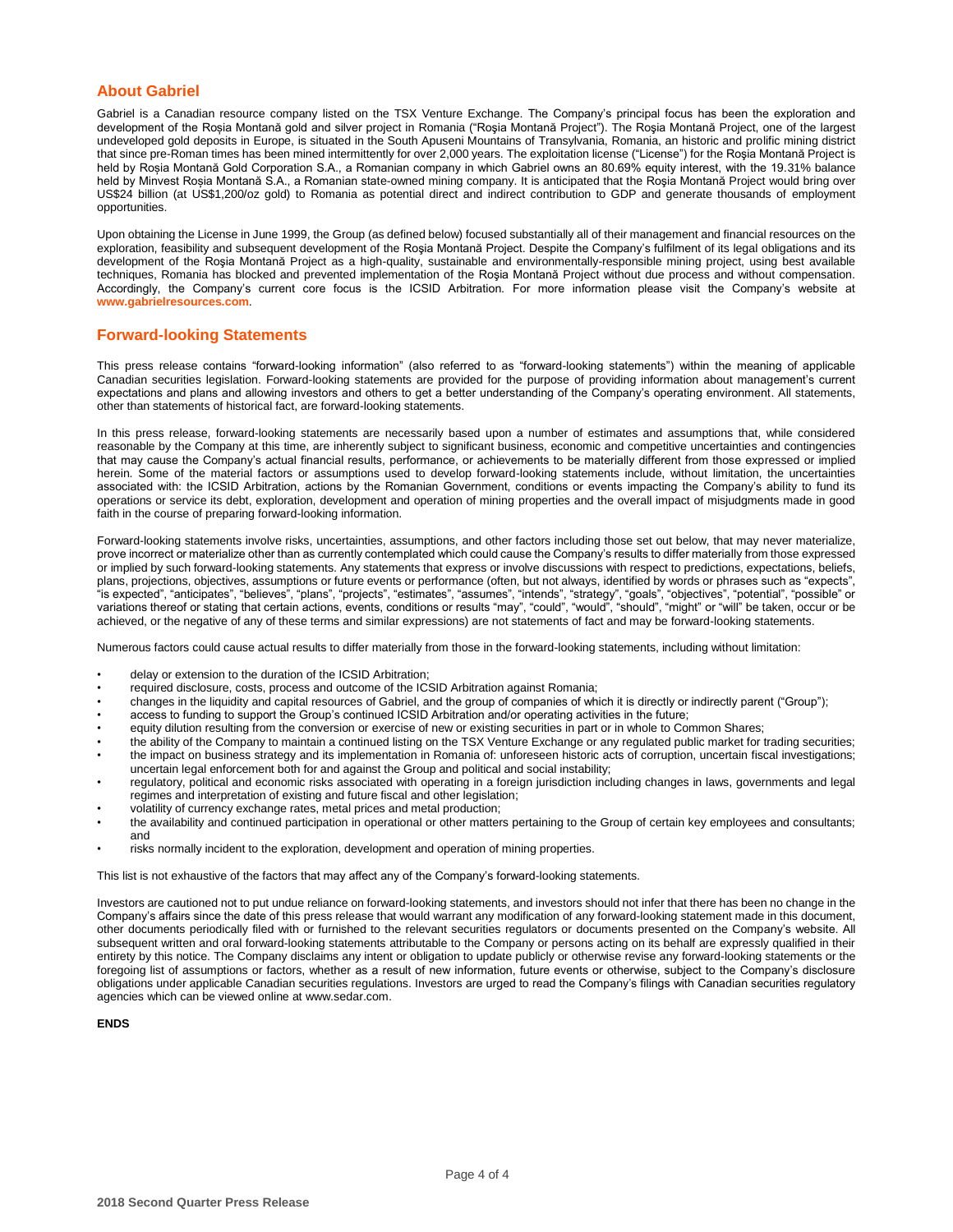## About Gabriel

Gabriel is a Canadian resource company listed on the TSX Venture Exchange. The Company's principal focus has been the exploration and development of the Roșia Montană gold and silver project in Romania ("Roşia Montană Project"). The Roşia Montană Project, one of the largest undeveloped gold deposits in Europe, is situated in the South Apuseni Mountains of Transylvania, Romania, an historic and prolific mining district that since pre-Roman times has been mined intermittently for over 2,000 years. The exploitation license ("License") for the Roşia Montană Project is held by Roșia Montană Gold Corporation S.A., a Romanian company in which Gabriel owns an 80.69% equity interest, with the 19.31% balance held by Minvest Roșia Montană S.A., a Romanian state-owned mining company. It is anticipated that the Roşia Montană Project would bring over US$24 billion (at US$1,200/oz gold) to Romania as potential direct and indirect contribution to GDP and generate thousands of employment opportunities.

Upon obtaining the License in June 1999, the Group (as defined below) focused substantially all of their management and financial resources on the exploration, feasibility and subsequent development of the Roşia Montană Project. Despite the Company's fulfilment of its legal obligations and its development of the Roşia Montană Project as a high-quality, sustainable and environmentally-responsible mining project, using best available techniques, Romania has blocked and prevented implementation of the Roşia Montană Project without due process and without compensation. Accordingly, the Company's current core focus is the ICSID Arbitration. For more information please visit the Company's website at **www.gabrielresources.com**.

## Forward-looking Statements

This press release contains "forward-looking information" (also referred to as "forward-looking statements") within the meaning of applicable Canadian securities legislation. Forward-looking statements are provided for the purpose of providing information about management's current expectations and plans and allowing investors and others to get a better understanding of the Company's operating environment. All statements, other than statements of historical fact, are forward-looking statements.

In this press release, forward-looking statements are necessarily based upon a number of estimates and assumptions that, while considered reasonable by the Company at this time, are inherently subject to significant business, economic and competitive uncertainties and contingencies that may cause the Company's actual financial results, performance, or achievements to be materially different from those expressed or implied herein. Some of the material factors or assumptions used to develop forward-looking statements include, without limitation, the uncertainties associated with: the ICSID Arbitration, actions by the Romanian Government, conditions or events impacting the Company's ability to fund its operations or service its debt, exploration, development and operation of mining properties and the overall impact of misjudgments made in good faith in the course of preparing forward-looking information.

Forward-looking statements involve risks, uncertainties, assumptions, and other factors including those set out below, that may never materialize, prove incorrect or materialize other than as currently contemplated which could cause the Company's results to differ materially from those expressed or implied by such forward-looking statements. Any statements that express or involve discussions with respect to predictions, expectations, beliefs, plans, projections, objectives, assumptions or future events or performance (often, but not always, identified by words or phrases such as "expects", "is expected", "anticipates", "believes", "plans", "projects", "estimates", "assumes", "intends", "strategy", "goals", "objectives", "potential", "possible" or variations thereof or stating that certain actions, events, conditions or results "may", "could", "would", "should", "might" or "will" be taken, occur or be achieved, or the negative of any of these terms and similar expressions) are not statements of fact and may be forward-looking statements.

Numerous factors could cause actual results to differ materially from those in the forward-looking statements, including without limitation:

- delay or extension to the duration of the ICSID Arbitration;
- required disclosure, costs, process and outcome of the ICSID Arbitration against Romania;
- changes in the liquidity and capital resources of Gabriel, and the group of companies of which it is directly or indirectly parent ("Group");
- access to funding to support the Group's continued ICSID Arbitration and/or operating activities in the future;
- equity dilution resulting from the conversion or exercise of new or existing securities in part or in whole to Common Shares;
- the ability of the Company to maintain a continued listing on the TSX Venture Exchange or any regulated public market for trading securities;
- the impact on business strategy and its implementation in Romania of: unforeseen historic acts of corruption, uncertain fiscal investigations; uncertain legal enforcement both for and against the Group and political and social instability;
- regulatory, political and economic risks associated with operating in a foreign jurisdiction including changes in laws, governments and legal regimes and interpretation of existing and future fiscal and other legislation;
- volatility of currency exchange rates, metal prices and metal production;
- the availability and continued participation in operational or other matters pertaining to the Group of certain key employees and consultants; and
- risks normally incident to the exploration, development and operation of mining properties.

This list is not exhaustive of the factors that may affect any of the Company's forward-looking statements.

Investors are cautioned not to put undue reliance on forward-looking statements, and investors should not infer that there has been no change in the Company's affairs since the date of this press release that would warrant any modification of any forward-looking statement made in this document, other documents periodically filed with or furnished to the relevant securities regulators or documents presented on the Company's website. All subsequent written and oral forward-looking statements attributable to the Company or persons acting on its behalf are expressly qualified in their entirety by this notice. The Company disclaims any intent or obligation to update publicly or otherwise revise any forward-looking statements or the foregoing list of assumptions or factors, whether as a result of new information, future events or otherwise, subject to the Company's disclosure obligations under applicable Canadian securities regulations. Investors are urged to read the Company's filings with Canadian securities regulatory agencies which can be viewed online at www.sedar.com.

**ENDS**